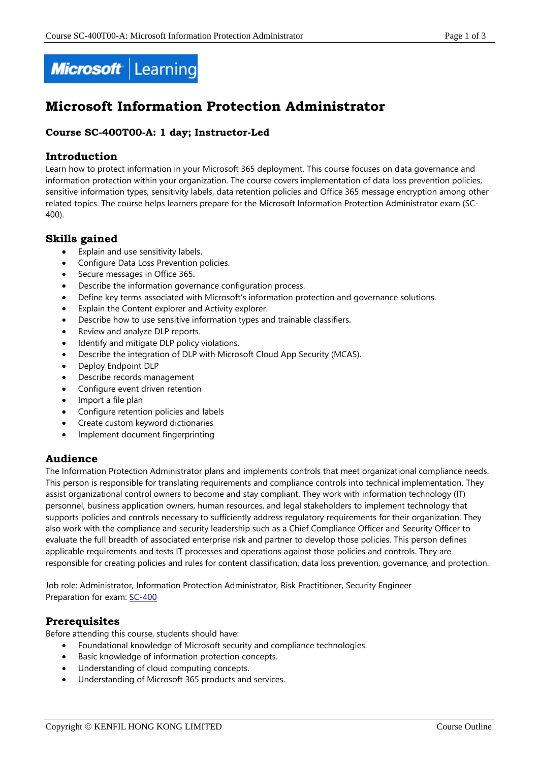# Microsoft Information Protection Administrator

### Course SC-400T00-A: 1 day; Instructor-Led

## Introduction

Learn how to protect information in your Microsoft 365 deployment. This course focuses on data governance and information protection within your organization. The course covers implementation of data loss prevention policies, sensitive information types, sensitivity labels, data retention policies and Office 365 message encryption among other related topics. The course helps learners prepare for the Microsoft Information Protection Administrator exam (SC-400).

## Skills gained

- Explain and use sensitivity labels.
- Configure Data Loss Prevention policies.
- Secure messages in Office 365.
- Describe the information governance configuration process.
- Define key terms associated with Microsoft's information protection and governance solutions.
- Explain the Content explorer and Activity explorer.
- Describe how to use sensitive information types and trainable classifiers.
- Review and analyze DLP reports.
- Identify and mitigate DLP policy violations.
- Describe the integration of DLP with Microsoft Cloud App Security (MCAS).
- Deploy Endpoint DLP
- Describe records management
- Configure event driven retention
- Import a file plan
- Configure retention policies and labels
- Create custom keyword dictionaries
- Implement document fingerprinting

## Audience

The Information Protection Administrator plans and implements controls that meet organizational compliance needs. This person is responsible for translating requirements and compliance controls into technical implementation. They assist organizational control owners to become and stay compliant. They work with information technology (IT) personnel, business application owners, human resources, and legal stakeholders to implement technology that supports policies and controls necessary to sufficiently address regulatory requirements for their organization. They also work with the compliance and security leadership such as a Chief Compliance Officer and Security Officer to evaluate the full breadth of associated enterprise risk and partner to develop those policies. This person defines applicable requirements and tests IT processes and operations against those policies and controls. They are responsible for creating policies and rules for content classification, data loss prevention, governance, and protection.

Job role: Administrator, Information Protection Administrator, Risk Practitioner, Security Engineer
Preparation for exam: SC-400

## Prerequisites

Before attending this course, students should have:

- Foundational knowledge of Microsoft security and compliance technologies.
- Basic knowledge of information protection concepts.
- Understanding of cloud computing concepts.
- Understanding of Microsoft 365 products and services.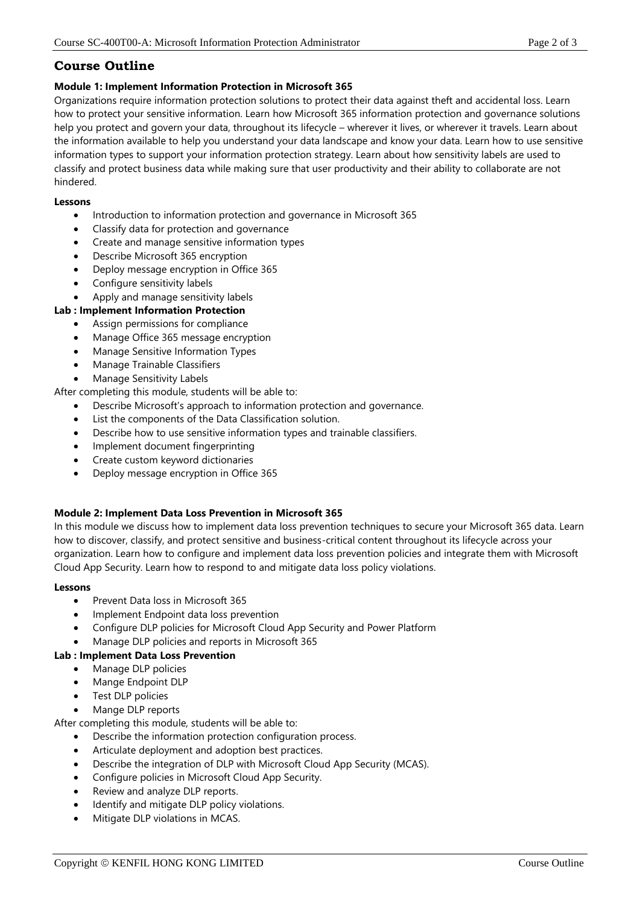## Course Outline

### Module 1: Implement Information Protection in Microsoft 365

Organizations require information protection solutions to protect their data against theft and accidental loss. Learn how to protect your sensitive information. Learn how Microsoft 365 information protection and governance solutions help you protect and govern your data, throughout its lifecycle – wherever it lives, or wherever it travels. Learn about the information available to help you understand your data landscape and know your data. Learn how to use sensitive information types to support your information protection strategy. Learn about how sensitivity labels are used to classify and protect business data while making sure that user productivity and their ability to collaborate are not hindered.

**Lessons**

- Introduction to information protection and governance in Microsoft 365
- Classify data for protection and governance
- Create and manage sensitive information types
- Describe Microsoft 365 encryption
- Deploy message encryption in Office 365
- Configure sensitivity labels
- Apply and manage sensitivity labels

**Lab : Implement Information Protection**

- Assign permissions for compliance
- Manage Office 365 message encryption
- Manage Sensitive Information Types
- Manage Trainable Classifiers
- Manage Sensitivity Labels

After completing this module, students will be able to:

- Describe Microsoft's approach to information protection and governance.
- List the components of the Data Classification solution.
- Describe how to use sensitive information types and trainable classifiers.
- Implement document fingerprinting
- Create custom keyword dictionaries
- Deploy message encryption in Office 365

### Module 2: Implement Data Loss Prevention in Microsoft 365

In this module we discuss how to implement data loss prevention techniques to secure your Microsoft 365 data. Learn how to discover, classify, and protect sensitive and business-critical content throughout its lifecycle across your organization. Learn how to configure and implement data loss prevention policies and integrate them with Microsoft Cloud App Security. Learn how to respond to and mitigate data loss policy violations.

**Lessons**

- Prevent Data loss in Microsoft 365
- Implement Endpoint data loss prevention
- Configure DLP policies for Microsoft Cloud App Security and Power Platform
- Manage DLP policies and reports in Microsoft 365

**Lab : Implement Data Loss Prevention**

- Manage DLP policies
- Mange Endpoint DLP
- Test DLP policies
- Mange DLP reports

After completing this module, students will be able to:

- Describe the information protection configuration process.
- Articulate deployment and adoption best practices.
- Describe the integration of DLP with Microsoft Cloud App Security (MCAS).
- Configure policies in Microsoft Cloud App Security.
- Review and analyze DLP reports.
- Identify and mitigate DLP policy violations.
- Mitigate DLP violations in MCAS.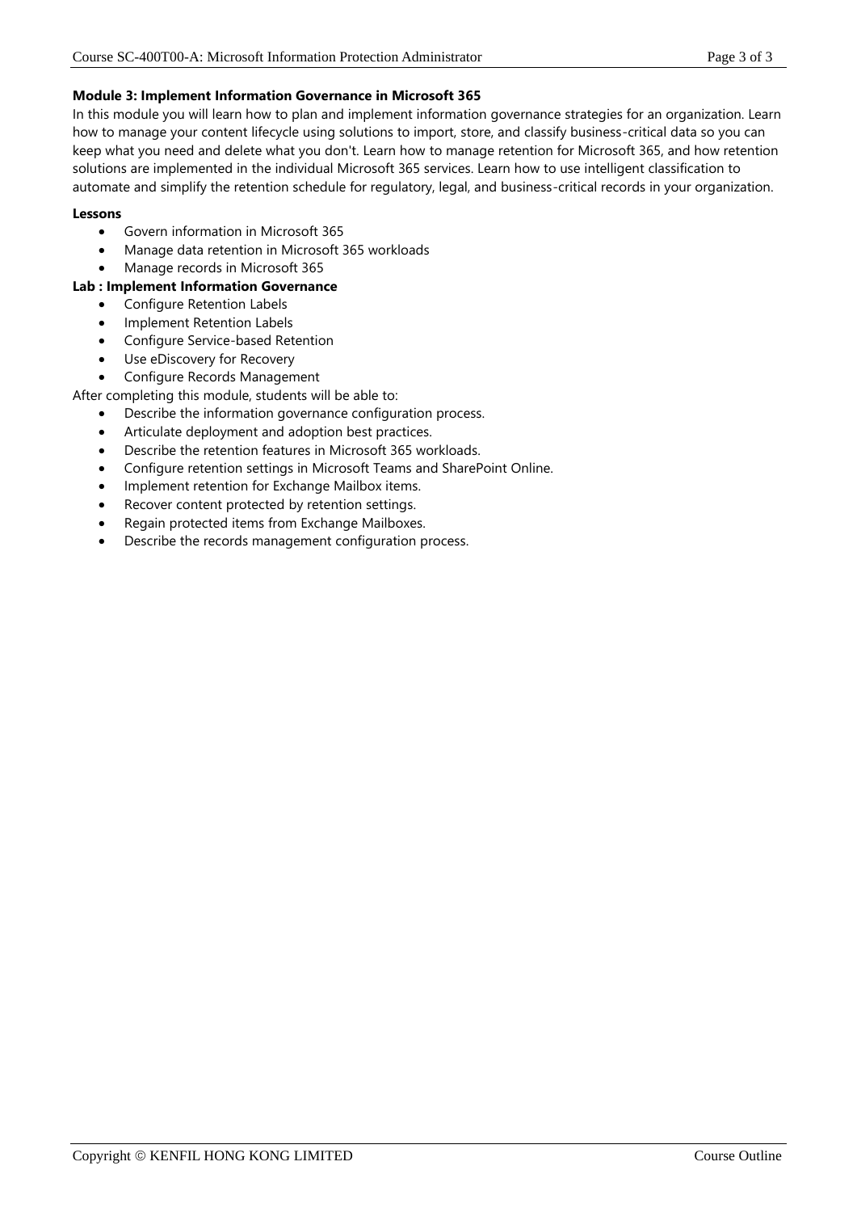**Module 3: Implement Information Governance in Microsoft 365**

In this module you will learn how to plan and implement information governance strategies for an organization. Learn how to manage your content lifecycle using solutions to import, store, and classify business-critical data so you can keep what you need and delete what you don't. Learn how to manage retention for Microsoft 365, and how retention solutions are implemented in the individual Microsoft 365 services. Learn how to use intelligent classification to automate and simplify the retention schedule for regulatory, legal, and business-critical records in your organization.

**Lessons**

- Govern information in Microsoft 365
- Manage data retention in Microsoft 365 workloads
- Manage records in Microsoft 365

**Lab : Implement Information Governance**

- Configure Retention Labels
- Implement Retention Labels
- Configure Service-based Retention
- Use eDiscovery for Recovery
- Configure Records Management

After completing this module, students will be able to:

- Describe the information governance configuration process.
- Articulate deployment and adoption best practices.
- Describe the retention features in Microsoft 365 workloads.
- Configure retention settings in Microsoft Teams and SharePoint Online.
- Implement retention for Exchange Mailbox items.
- Recover content protected by retention settings.
- Regain protected items from Exchange Mailboxes.
- Describe the records management configuration process.